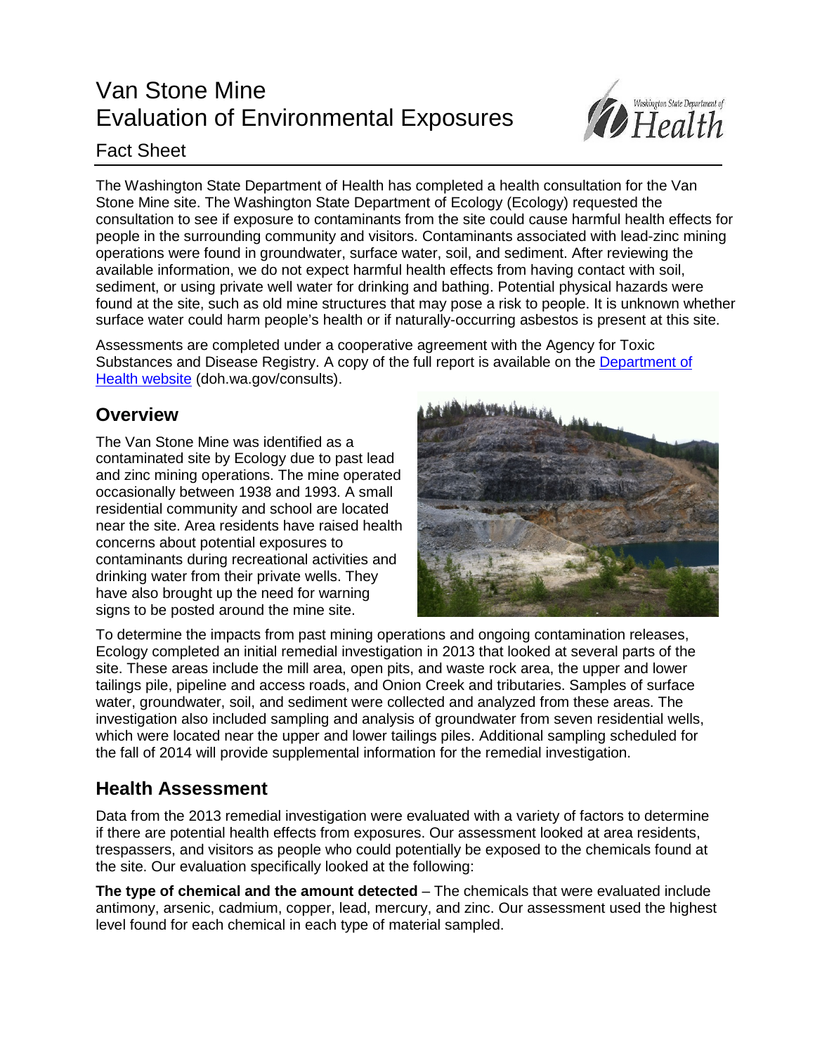# Van Stone Mine
# Evaluation of Environmental Exposures

## Fact Sheet

The Washington State Department of Health has completed a health consultation for the Van Stone Mine site. The Washington State Department of Ecology (Ecology) requested the consultation to see if exposure to contaminants from the site could cause harmful health effects for people in the surrounding community and visitors. Contaminants associated with lead-zinc mining operations were found in groundwater, surface water, soil, and sediment. After reviewing the available information, we do not expect harmful health effects from having contact with soil, sediment, or using private well water for drinking and bathing. Potential physical hazards were found at the site, such as old mine structures that may pose a risk to people. It is unknown whether surface water could harm people's health or if naturally-occurring asbestos is present at this site.

Assessments are completed under a cooperative agreement with the Agency for Toxic Substances and Disease Registry. A copy of the full report is available on the [Department of Health website](doh.wa.gov/consults) (doh.wa.gov/consults).

## Overview

The Van Stone Mine was identified as a contaminated site by Ecology due to past lead and zinc mining operations. The mine operated occasionally between 1938 and 1993. A small residential community and school are located near the site. Area residents have raised health concerns about potential exposures to contaminants during recreational activities and drinking water from their private wells. They have also brought up the need for warning signs to be posted around the mine site.

To determine the impacts from past mining operations and ongoing contamination releases, Ecology completed an initial remedial investigation in 2013 that looked at several parts of the site. These areas include the mill area, open pits, and waste rock area, the upper and lower tailings pile, pipeline and access roads, and Onion Creek and tributaries. Samples of surface water, groundwater, soil, and sediment were collected and analyzed from these areas. The investigation also included sampling and analysis of groundwater from seven residential wells, which were located near the upper and lower tailings piles. Additional sampling scheduled for the fall of 2014 will provide supplemental information for the remedial investigation.

## Health Assessment

Data from the 2013 remedial investigation were evaluated with a variety of factors to determine if there are potential health effects from exposures. Our assessment looked at area residents, trespassers, and visitors as people who could potentially be exposed to the chemicals found at the site. Our evaluation specifically looked at the following:

**The type of chemical and the amount detected** – The chemicals that were evaluated include antimony, arsenic, cadmium, copper, lead, mercury, and zinc. Our assessment used the highest level found for each chemical in each type of material sampled.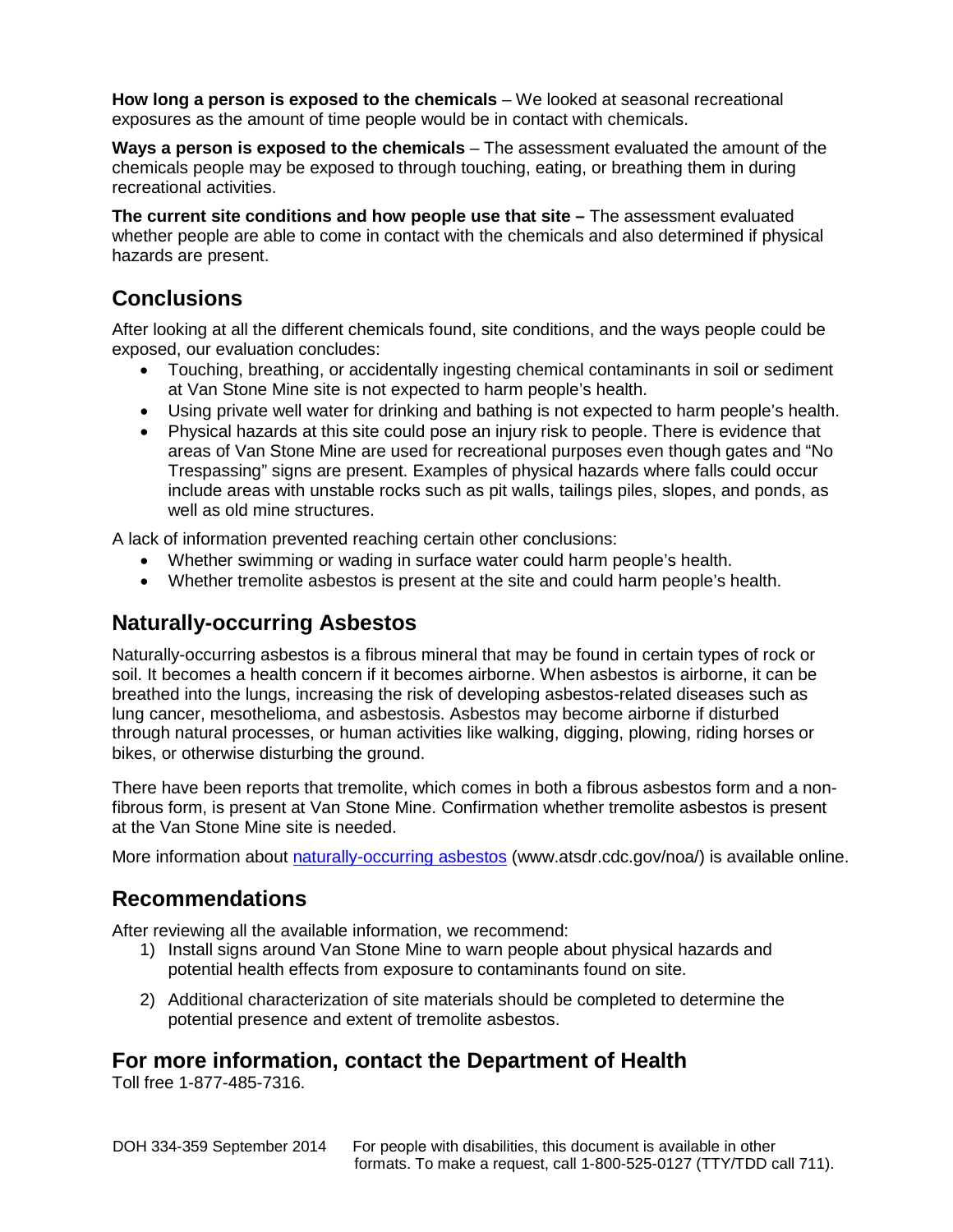**How long a person is exposed to the chemicals** – We looked at seasonal recreational exposures as the amount of time people would be in contact with chemicals.

**Ways a person is exposed to the chemicals** – The assessment evaluated the amount of the chemicals people may be exposed to through touching, eating, or breathing them in during recreational activities.

**The current site conditions and how people use that site –** The assessment evaluated whether people are able to come in contact with the chemicals and also determined if physical hazards are present.

## Conclusions

After looking at all the different chemicals found, site conditions, and the ways people could be exposed, our evaluation concludes:

- Touching, breathing, or accidentally ingesting chemical contaminants in soil or sediment at Van Stone Mine site is not expected to harm people's health.
- Using private well water for drinking and bathing is not expected to harm people's health.
- Physical hazards at this site could pose an injury risk to people. There is evidence that areas of Van Stone Mine are used for recreational purposes even though gates and "No Trespassing" signs are present. Examples of physical hazards where falls could occur include areas with unstable rocks such as pit walls, tailings piles, slopes, and ponds, as well as old mine structures.

A lack of information prevented reaching certain other conclusions:

- Whether swimming or wading in surface water could harm people's health.
- Whether tremolite asbestos is present at the site and could harm people's health.

## Naturally-occurring Asbestos

Naturally-occurring asbestos is a fibrous mineral that may be found in certain types of rock or soil. It becomes a health concern if it becomes airborne. When asbestos is airborne, it can be breathed into the lungs, increasing the risk of developing asbestos-related diseases such as lung cancer, mesothelioma, and asbestosis. Asbestos may become airborne if disturbed through natural processes, or human activities like walking, digging, plowing, riding horses or bikes, or otherwise disturbing the ground.

There have been reports that tremolite, which comes in both a fibrous asbestos form and a non-fibrous form, is present at Van Stone Mine. Confirmation whether tremolite asbestos is present at the Van Stone Mine site is needed.

More information about naturally-occurring asbestos (www.atsdr.cdc.gov/noa/) is available online.

## Recommendations

After reviewing all the available information, we recommend:

1) Install signs around Van Stone Mine to warn people about physical hazards and potential health effects from exposure to contaminants found on site.
2) Additional characterization of site materials should be completed to determine the potential presence and extent of tremolite asbestos.

## For more information, contact the Department of Health

Toll free 1-877-485-7316.

DOH 334-359 September 2014

For people with disabilities, this document is available in other formats. To make a request, call 1-800-525-0127 (TTY/TDD call 711).